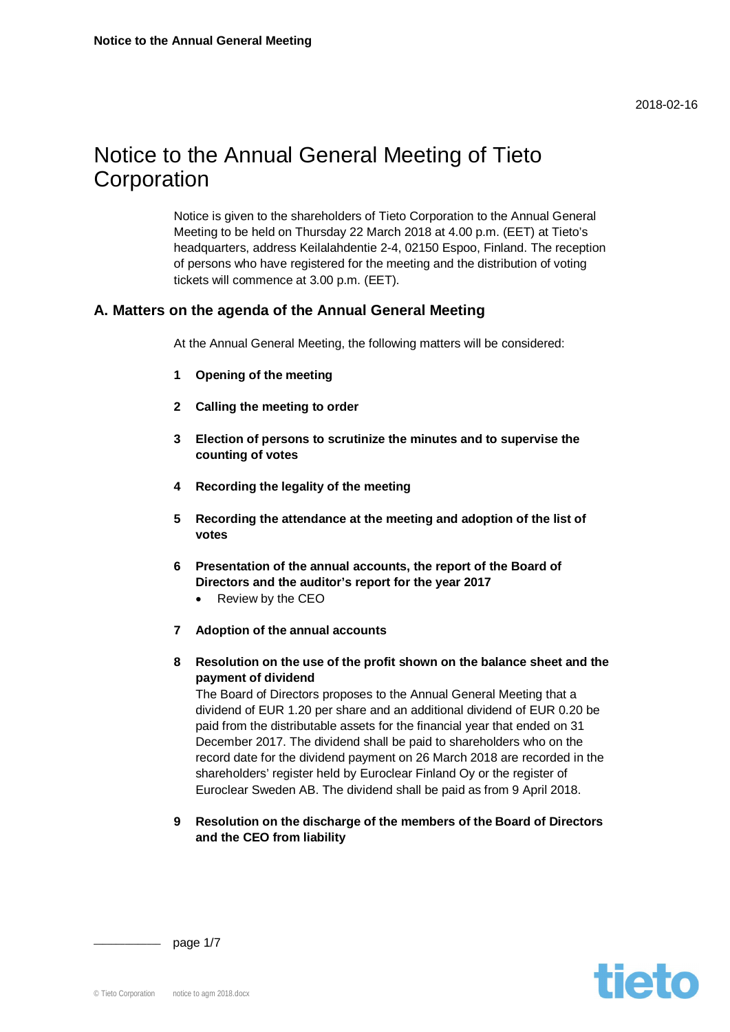2018-02-16

# Notice to the Annual General Meeting of Tieto Corporation

Notice is given to the shareholders of Tieto Corporation to the Annual General Meeting to be held on Thursday 22 March 2018 at 4.00 p.m. (EET) at Tieto's headquarters, address Keilalahdentie 2-4, 02150 Espoo, Finland. The reception of persons who have registered for the meeting and the distribution of voting tickets will commence at 3.00 p.m. (EET).

## A. Matters on the agenda of the Annual General Meeting

At the Annual General Meeting, the following matters will be considered:

**1 Opening of the meeting**

**2 Calling the meeting to order**

**3 Election of persons to scrutinize the minutes and to supervise the counting of votes**

**4 Recording the legality of the meeting**

**5 Recording the attendance at the meeting and adoption of the list of votes**

**6 Presentation of the annual accounts, the report of the Board of Directors and the auditor's report for the year 2017**

- Review by the CEO

**7 Adoption of the annual accounts**

**8 Resolution on the use of the profit shown on the balance sheet and the payment of dividend**

The Board of Directors proposes to the Annual General Meeting that a dividend of EUR 1.20 per share and an additional dividend of EUR 0.20 be paid from the distributable assets for the financial year that ended on 31 December 2017. The dividend shall be paid to shareholders who on the record date for the dividend payment on 26 March 2018 are recorded in the shareholders' register held by Euroclear Finland Oy or the register of Euroclear Sweden AB. The dividend shall be paid as from 9 April 2018.

**9 Resolution on the discharge of the members of the Board of Directors and the CEO from liability**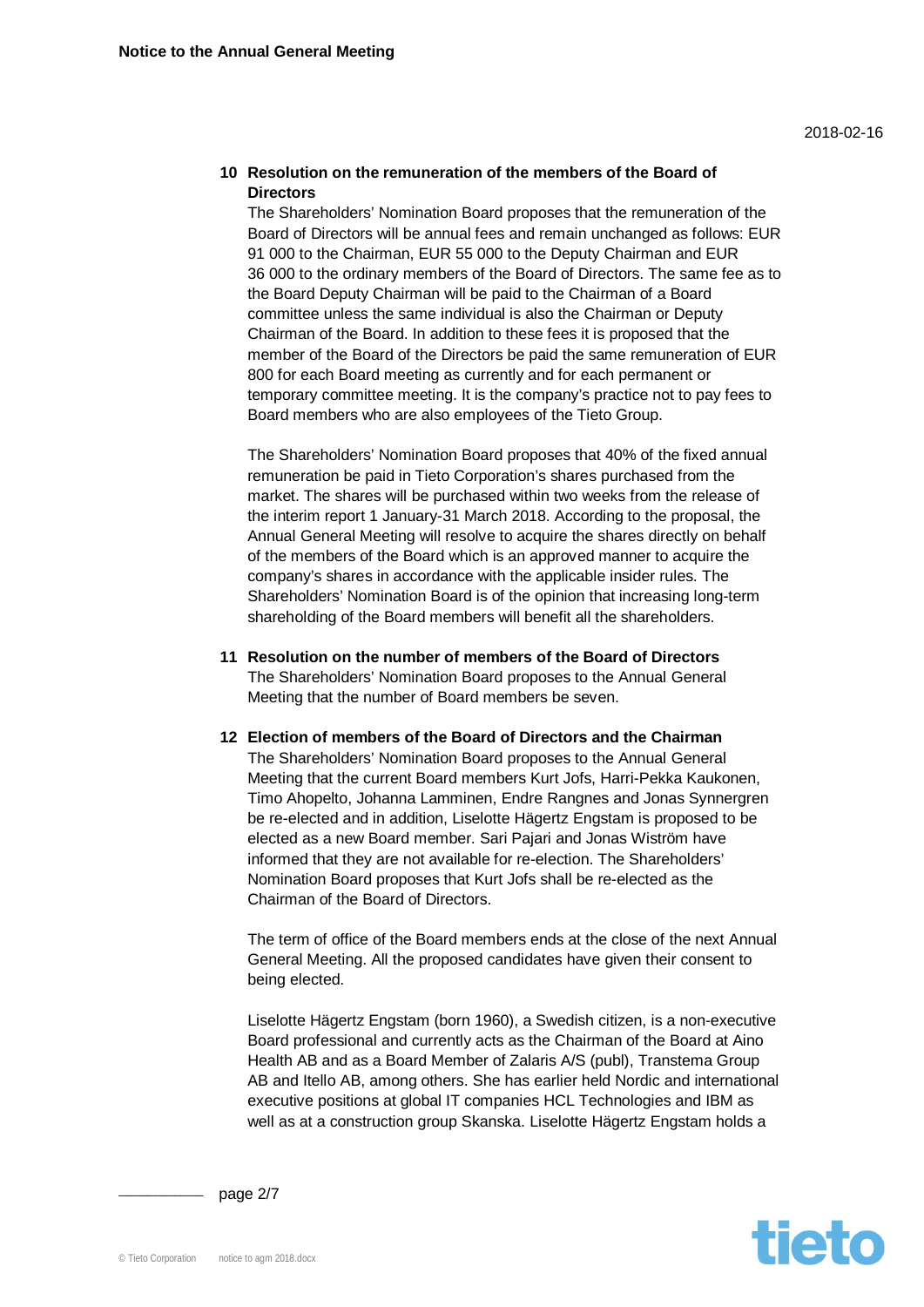### 10 Resolution on the remuneration of the members of the Board of Directors

The Shareholders' Nomination Board proposes that the remuneration of the Board of Directors will be annual fees and remain unchanged as follows: EUR 91 000 to the Chairman, EUR 55 000 to the Deputy Chairman and EUR 36 000 to the ordinary members of the Board of Directors. The same fee as to the Board Deputy Chairman will be paid to the Chairman of a Board committee unless the same individual is also the Chairman or Deputy Chairman of the Board. In addition to these fees it is proposed that the member of the Board of the Directors be paid the same remuneration of EUR 800 for each Board meeting as currently and for each permanent or temporary committee meeting. It is the company's practice not to pay fees to Board members who are also employees of the Tieto Group.

The Shareholders' Nomination Board proposes that 40% of the fixed annual remuneration be paid in Tieto Corporation's shares purchased from the market. The shares will be purchased within two weeks from the release of the interim report 1 January-31 March 2018. According to the proposal, the Annual General Meeting will resolve to acquire the shares directly on behalf of the members of the Board which is an approved manner to acquire the company's shares in accordance with the applicable insider rules. The Shareholders' Nomination Board is of the opinion that increasing long-term shareholding of the Board members will benefit all the shareholders.

### 11 Resolution on the number of members of the Board of Directors

The Shareholders' Nomination Board proposes to the Annual General Meeting that the number of Board members be seven.

### 12 Election of members of the Board of Directors and the Chairman

The Shareholders' Nomination Board proposes to the Annual General Meeting that the current Board members Kurt Jofs, Harri-Pekka Kaukonen, Timo Ahopelto, Johanna Lamminen, Endre Rangnes and Jonas Synnergren be re-elected and in addition, Liselotte Hägertz Engstam is proposed to be elected as a new Board member. Sari Pajari and Jonas Wiström have informed that they are not available for re-election. The Shareholders' Nomination Board proposes that Kurt Jofs shall be re-elected as the Chairman of the Board of Directors.

The term of office of the Board members ends at the close of the next Annual General Meeting. All the proposed candidates have given their consent to being elected.

Liselotte Hägertz Engstam (born 1960), a Swedish citizen, is a non-executive Board professional and currently acts as the Chairman of the Board at Aino Health AB and as a Board Member of Zalaris A/S (publ), Transtema Group AB and Itello AB, among others. She has earlier held Nordic and international executive positions at global IT companies HCL Technologies and IBM as well as at a construction group Skanska. Liselotte Hägertz Engstam holds a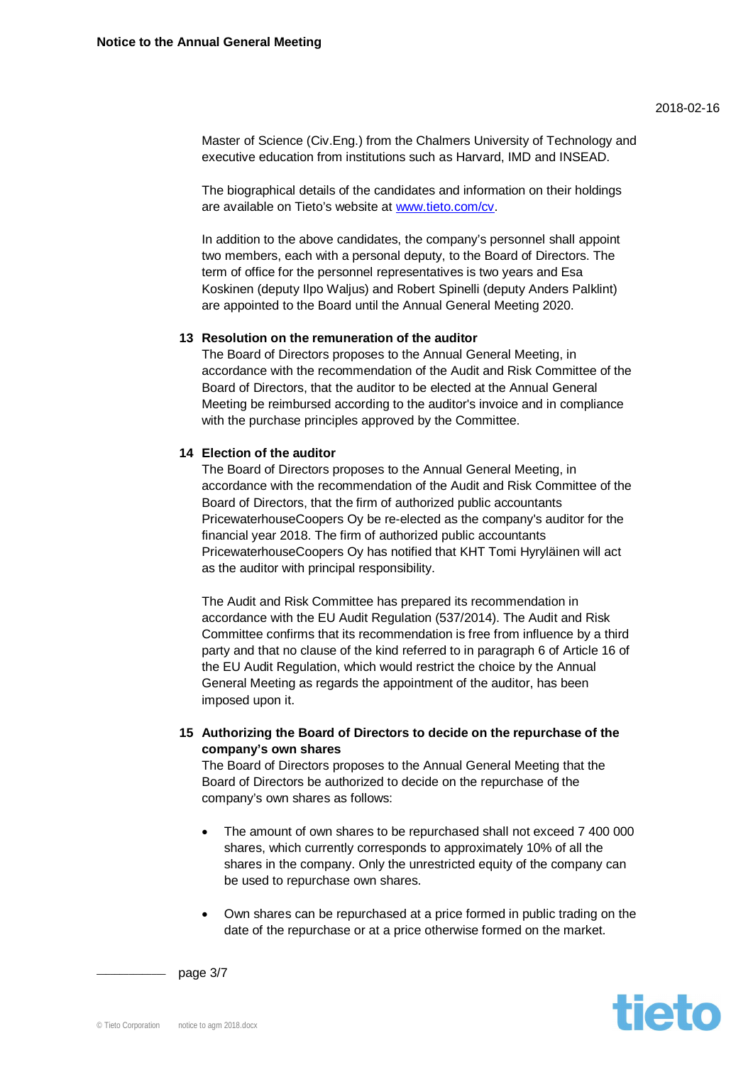Master of Science (Civ.Eng.) from the Chalmers University of Technology and executive education from institutions such as Harvard, IMD and INSEAD.

The biographical details of the candidates and information on their holdings are available on Tieto's website at [www.tieto.com/cv](www.tieto.com/cv).

In addition to the above candidates, the company's personnel shall appoint two members, each with a personal deputy, to the Board of Directors. The term of office for the personnel representatives is two years and Esa Koskinen (deputy Ilpo Waljus) and Robert Spinelli (deputy Anders Palklint) are appointed to the Board until the Annual General Meeting 2020.

**13 Resolution on the remuneration of the auditor**

The Board of Directors proposes to the Annual General Meeting, in accordance with the recommendation of the Audit and Risk Committee of the Board of Directors, that the auditor to be elected at the Annual General Meeting be reimbursed according to the auditor's invoice and in compliance with the purchase principles approved by the Committee.

**14 Election of the auditor**

The Board of Directors proposes to the Annual General Meeting, in accordance with the recommendation of the Audit and Risk Committee of the Board of Directors, that the firm of authorized public accountants PricewaterhouseCoopers Oy be re-elected as the company's auditor for the financial year 2018. The firm of authorized public accountants PricewaterhouseCoopers Oy has notified that KHT Tomi Hyryläinen will act as the auditor with principal responsibility.

The Audit and Risk Committee has prepared its recommendation in accordance with the EU Audit Regulation (537/2014). The Audit and Risk Committee confirms that its recommendation is free from influence by a third party and that no clause of the kind referred to in paragraph 6 of Article 16 of the EU Audit Regulation, which would restrict the choice by the Annual General Meeting as regards the appointment of the auditor, has been imposed upon it.

**15 Authorizing the Board of Directors to decide on the repurchase of the company's own shares**

The Board of Directors proposes to the Annual General Meeting that the Board of Directors be authorized to decide on the repurchase of the company's own shares as follows:

- The amount of own shares to be repurchased shall not exceed 7 400 000 shares, which currently corresponds to approximately 10% of all the shares in the company. Only the unrestricted equity of the company can be used to repurchase own shares.
- Own shares can be repurchased at a price formed in public trading on the date of the repurchase or at a price otherwise formed on the market.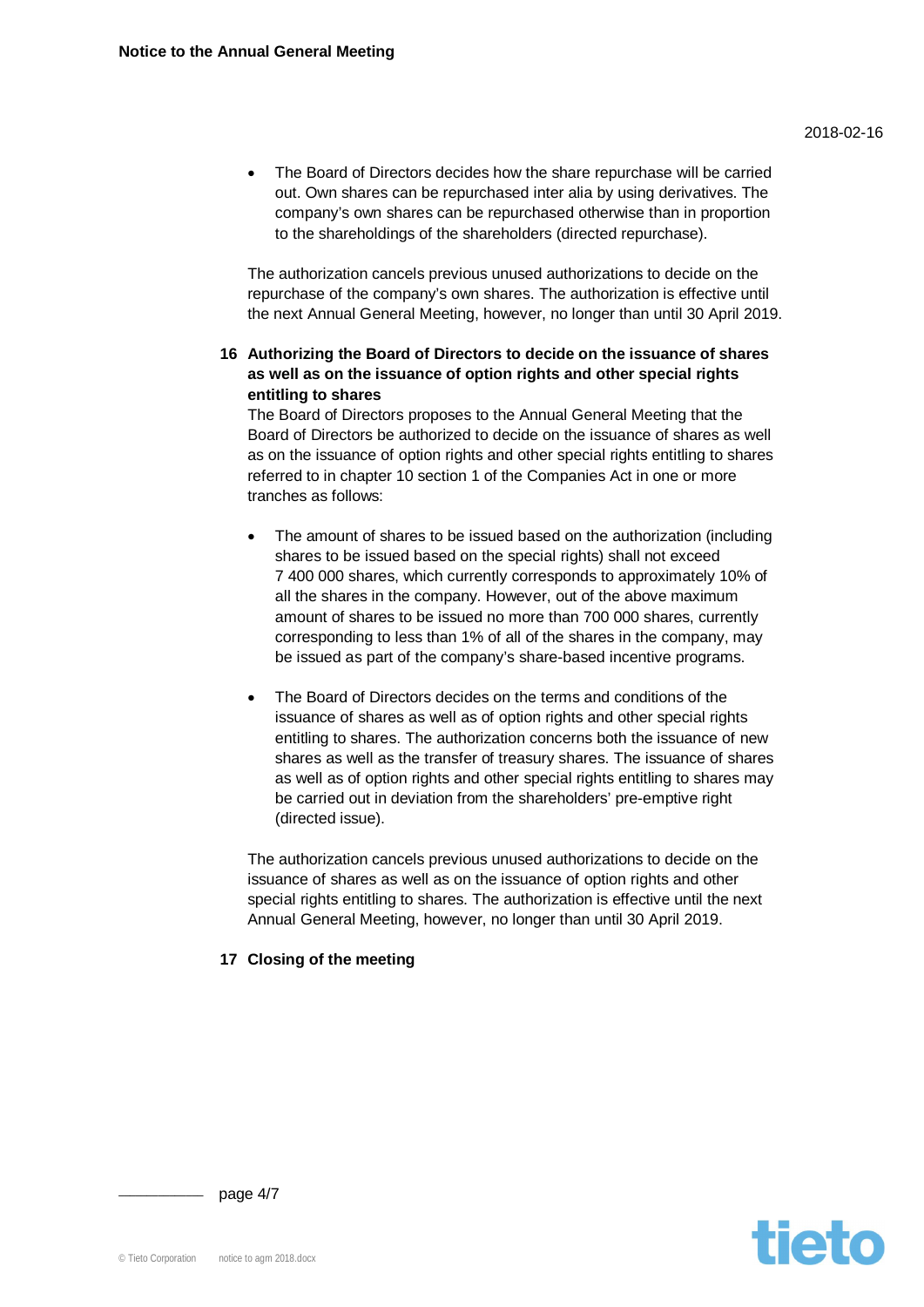- The Board of Directors decides how the share repurchase will be carried out. Own shares can be repurchased inter alia by using derivatives. The company's own shares can be repurchased otherwise than in proportion to the shareholdings of the shareholders (directed repurchase).

The authorization cancels previous unused authorizations to decide on the repurchase of the company's own shares. The authorization is effective until the next Annual General Meeting, however, no longer than until 30 April 2019.

**16 Authorizing the Board of Directors to decide on the issuance of shares as well as on the issuance of option rights and other special rights entitling to shares**

The Board of Directors proposes to the Annual General Meeting that the Board of Directors be authorized to decide on the issuance of shares as well as on the issuance of option rights and other special rights entitling to shares referred to in chapter 10 section 1 of the Companies Act in one or more tranches as follows:

- The amount of shares to be issued based on the authorization (including shares to be issued based on the special rights) shall not exceed 7 400 000 shares, which currently corresponds to approximately 10% of all the shares in the company. However, out of the above maximum amount of shares to be issued no more than 700 000 shares, currently corresponding to less than 1% of all of the shares in the company, may be issued as part of the company's share-based incentive programs.

- The Board of Directors decides on the terms and conditions of the issuance of shares as well as of option rights and other special rights entitling to shares. The authorization concerns both the issuance of new shares as well as the transfer of treasury shares. The issuance of shares as well as of option rights and other special rights entitling to shares may be carried out in deviation from the shareholders' pre-emptive right (directed issue).

The authorization cancels previous unused authorizations to decide on the issuance of shares as well as on the issuance of option rights and other special rights entitling to shares. The authorization is effective until the next Annual General Meeting, however, no longer than until 30 April 2019.

**17 Closing of the meeting**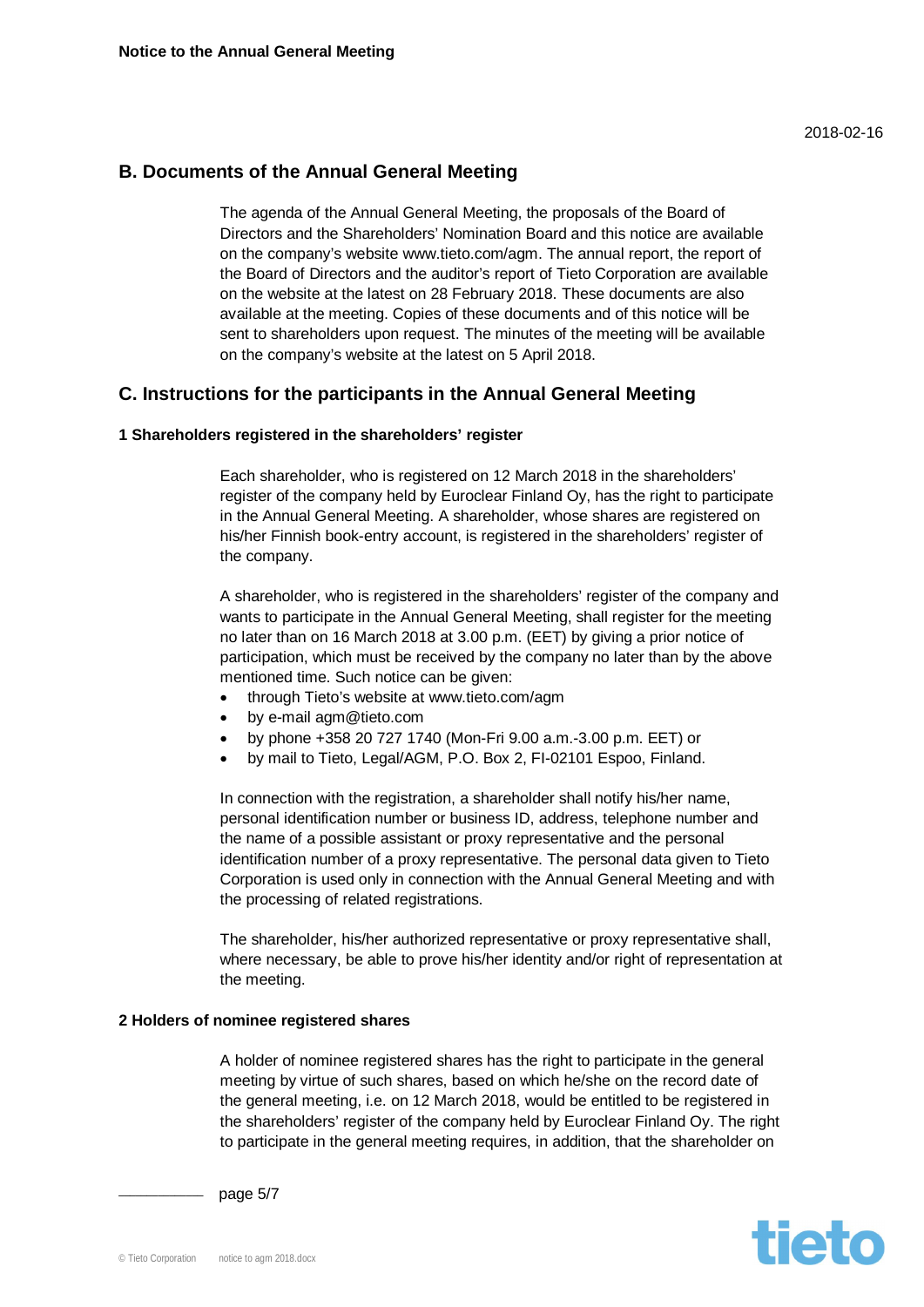## B. Documents of the Annual General Meeting

The agenda of the Annual General Meeting, the proposals of the Board of Directors and the Shareholders' Nomination Board and this notice are available on the company's website www.tieto.com/agm. The annual report, the report of the Board of Directors and the auditor's report of Tieto Corporation are available on the website at the latest on 28 February 2018. These documents are also available at the meeting. Copies of these documents and of this notice will be sent to shareholders upon request. The minutes of the meeting will be available on the company's website at the latest on 5 April 2018.

## C. Instructions for the participants in the Annual General Meeting

#### 1 Shareholders registered in the shareholders' register

Each shareholder, who is registered on 12 March 2018 in the shareholders' register of the company held by Euroclear Finland Oy, has the right to participate in the Annual General Meeting. A shareholder, whose shares are registered on his/her Finnish book-entry account, is registered in the shareholders' register of the company.

A shareholder, who is registered in the shareholders' register of the company and wants to participate in the Annual General Meeting, shall register for the meeting no later than on 16 March 2018 at 3.00 p.m. (EET) by giving a prior notice of participation, which must be received by the company no later than by the above mentioned time. Such notice can be given:

- through Tieto's website at www.tieto.com/agm
- by e-mail agm@tieto.com
- by phone +358 20 727 1740 (Mon-Fri 9.00 a.m.-3.00 p.m. EET) or
- by mail to Tieto, Legal/AGM, P.O. Box 2, FI-02101 Espoo, Finland.

In connection with the registration, a shareholder shall notify his/her name, personal identification number or business ID, address, telephone number and the name of a possible assistant or proxy representative and the personal identification number of a proxy representative. The personal data given to Tieto Corporation is used only in connection with the Annual General Meeting and with the processing of related registrations.

The shareholder, his/her authorized representative or proxy representative shall, where necessary, be able to prove his/her identity and/or right of representation at the meeting.

#### 2 Holders of nominee registered shares

A holder of nominee registered shares has the right to participate in the general meeting by virtue of such shares, based on which he/she on the record date of the general meeting, i.e. on 12 March 2018, would be entitled to be registered in the shareholders' register of the company held by Euroclear Finland Oy. The right to participate in the general meeting requires, in addition, that the shareholder on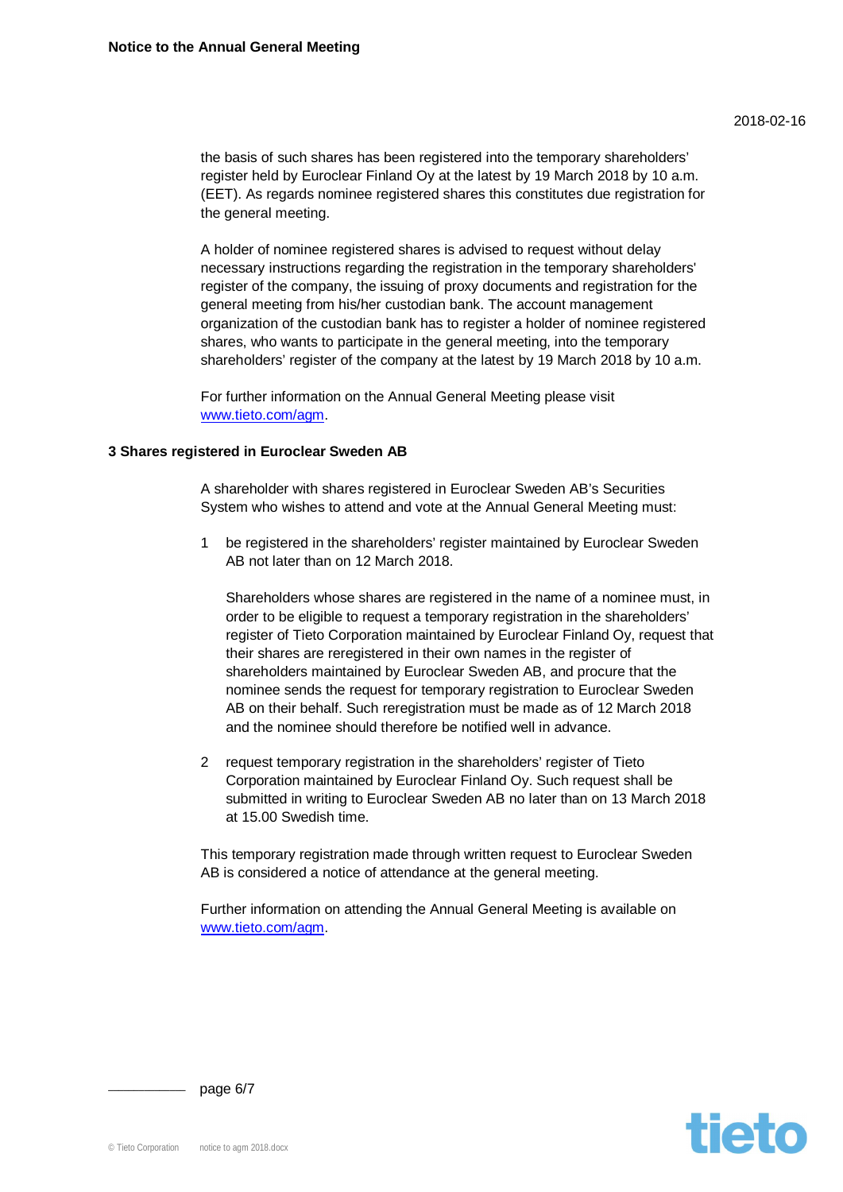the basis of such shares has been registered into the temporary shareholders' register held by Euroclear Finland Oy at the latest by 19 March 2018 by 10 a.m. (EET). As regards nominee registered shares this constitutes due registration for the general meeting.

A holder of nominee registered shares is advised to request without delay necessary instructions regarding the registration in the temporary shareholders' register of the company, the issuing of proxy documents and registration for the general meeting from his/her custodian bank. The account management organization of the custodian bank has to register a holder of nominee registered shares, who wants to participate in the general meeting, into the temporary shareholders' register of the company at the latest by 19 March 2018 by 10 a.m.

For further information on the Annual General Meeting please visit [www.tieto.com/agm](www.tieto.com/agm).

## 3 Shares registered in Euroclear Sweden AB

A shareholder with shares registered in Euroclear Sweden AB's Securities System who wishes to attend and vote at the Annual General Meeting must:

1. be registered in the shareholders' register maintained by Euroclear Sweden AB not later than on 12 March 2018.

   Shareholders whose shares are registered in the name of a nominee must, in order to be eligible to request a temporary registration in the shareholders' register of Tieto Corporation maintained by Euroclear Finland Oy, request that their shares are reregistered in their own names in the register of shareholders maintained by Euroclear Sweden AB, and procure that the nominee sends the request for temporary registration to Euroclear Sweden AB on their behalf. Such reregistration must be made as of 12 March 2018 and the nominee should therefore be notified well in advance.

2. request temporary registration in the shareholders' register of Tieto Corporation maintained by Euroclear Finland Oy. Such request shall be submitted in writing to Euroclear Sweden AB no later than on 13 March 2018 at 15.00 Swedish time.

This temporary registration made through written request to Euroclear Sweden AB is considered a notice of attendance at the general meeting.

Further information on attending the Annual General Meeting is available on [www.tieto.com/agm](www.tieto.com/agm).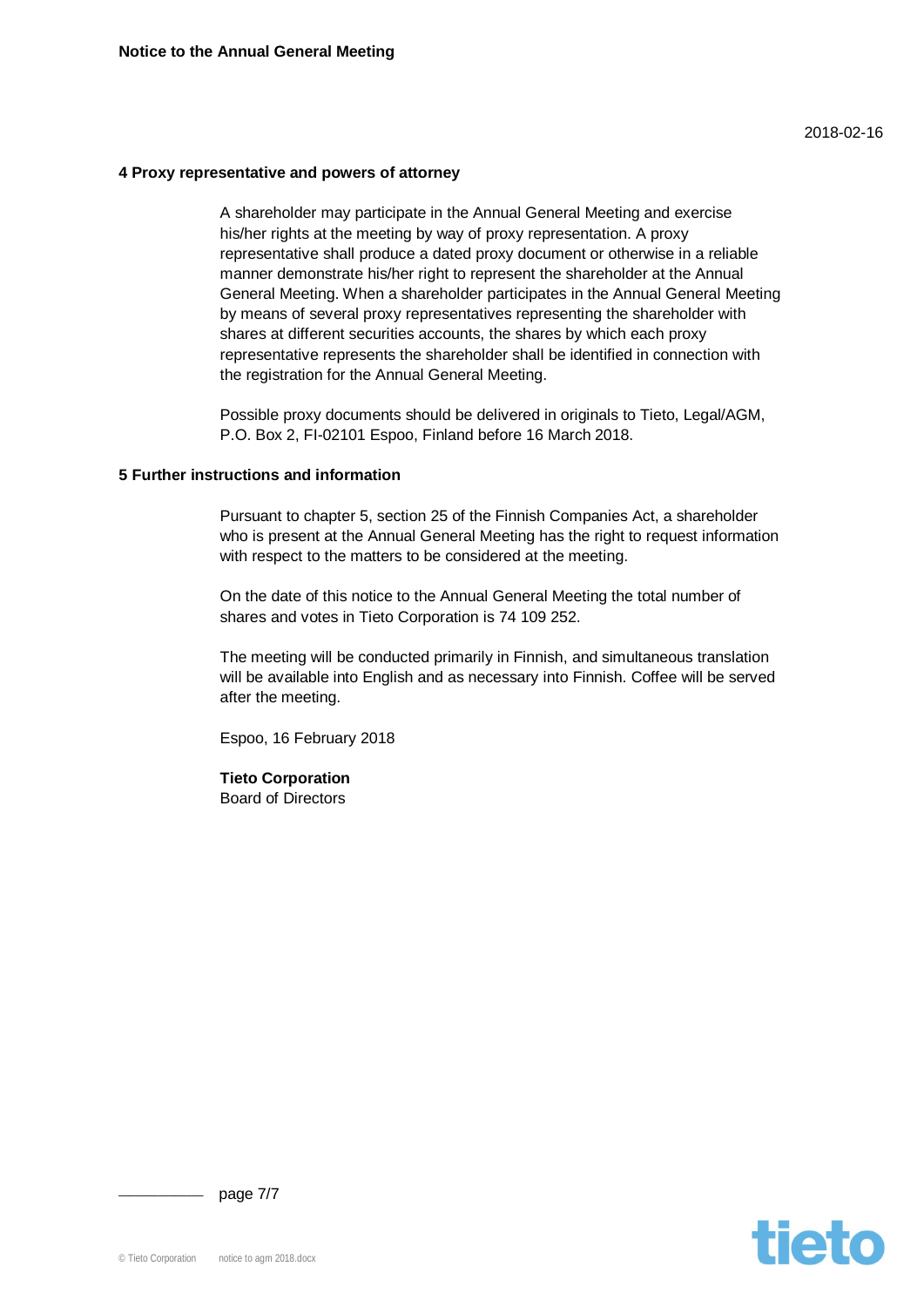## 4 Proxy representative and powers of attorney

A shareholder may participate in the Annual General Meeting and exercise his/her rights at the meeting by way of proxy representation. A proxy representative shall produce a dated proxy document or otherwise in a reliable manner demonstrate his/her right to represent the shareholder at the Annual General Meeting. When a shareholder participates in the Annual General Meeting by means of several proxy representatives representing the shareholder with shares at different securities accounts, the shares by which each proxy representative represents the shareholder shall be identified in connection with the registration for the Annual General Meeting.

Possible proxy documents should be delivered in originals to Tieto, Legal/AGM, P.O. Box 2, FI-02101 Espoo, Finland before 16 March 2018.

## 5 Further instructions and information

Pursuant to chapter 5, section 25 of the Finnish Companies Act, a shareholder who is present at the Annual General Meeting has the right to request information with respect to the matters to be considered at the meeting.

On the date of this notice to the Annual General Meeting the total number of shares and votes in Tieto Corporation is 74 109 252.

The meeting will be conducted primarily in Finnish, and simultaneous translation will be available into English and as necessary into Finnish. Coffee will be served after the meeting.

Espoo, 16 February 2018

**Tieto Corporation**
Board of Directors